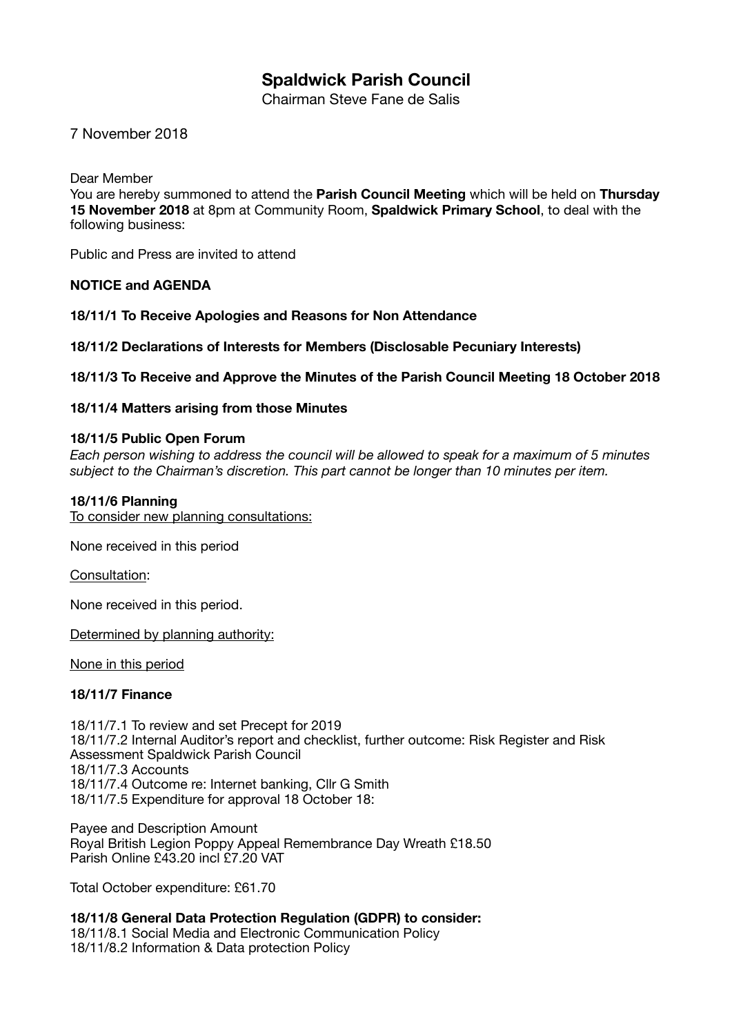# Spaldwick Parish Council

Chairman Steve Fane de Salis

7 November 2018

Dear Member

You are hereby summoned to attend the **Parish Council Meeting** which will be held on **Thursday 15 November 2018** at 8pm at Community Room, **Spaldwick Primary School**, to deal with the following business:

Public and Press are invited to attend

**NOTICE and AGENDA**

**18/11/1 To Receive Apologies and Reasons for Non Attendance**

**18/11/2 Declarations of Interests for Members (Disclosable Pecuniary Interests)**

**18/11/3 To Receive and Approve the Minutes of the Parish Council Meeting 18 October 2018**

**18/11/4 Matters arising from those Minutes**

**18/11/5 Public Open Forum**

*Each person wishing to address the council will be allowed to speak for a maximum of 5 minutes subject to the Chairman's discretion. This part cannot be longer than 10 minutes per item.*

**18/11/6 Planning**

<u>To consider new planning consultations:</u>

None received in this period

<u>Consultation</u>:

None received in this period.

<u>Determined by planning authority:</u>

<u>None in this period</u>

**18/11/7 Finance**

18/11/7.1 To review and set Precept for 2019
18/11/7.2 Internal Auditor's report and checklist, further outcome: Risk Register and Risk Assessment Spaldwick Parish Council
18/11/7.3 Accounts
18/11/7.4 Outcome re: Internet banking, Cllr G Smith
18/11/7.5 Expenditure for approval 18 October 18:

Payee and Description Amount
Royal British Legion Poppy Appeal Remembrance Day Wreath £18.50
Parish Online £43.20 incl £7.20 VAT

Total October expenditure: £61.70

**18/11/8 General Data Protection Regulation (GDPR) to consider:**

18/11/8.1 Social Media and Electronic Communication Policy
18/11/8.2 Information & Data protection Policy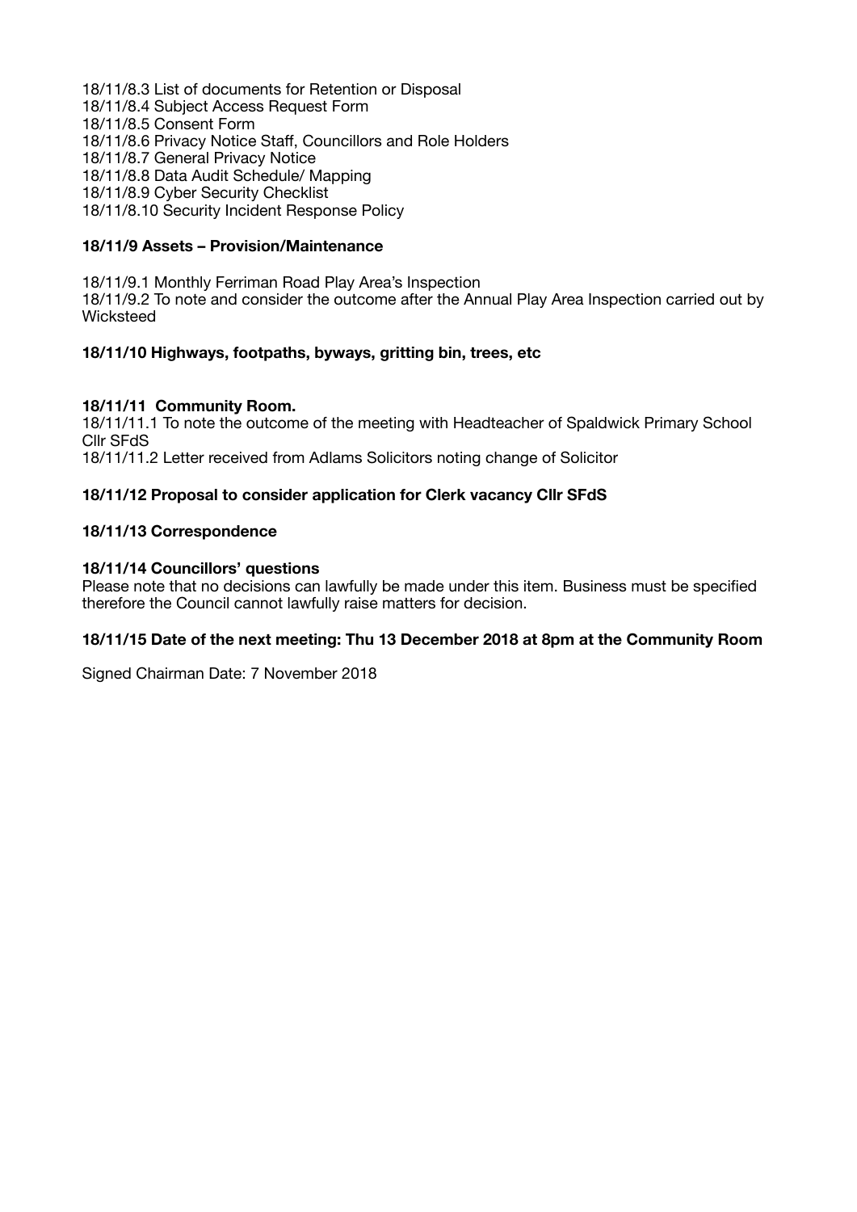18/11/8.3 List of documents for Retention or Disposal
18/11/8.4 Subject Access Request Form
18/11/8.5 Consent Form
18/11/8.6 Privacy Notice Staff, Councillors and Role Holders
18/11/8.7 General Privacy Notice
18/11/8.8 Data Audit Schedule/ Mapping
18/11/8.9 Cyber Security Checklist
18/11/8.10 Security Incident Response Policy

**18/11/9 Assets – Provision/Maintenance**

18/11/9.1 Monthly Ferriman Road Play Area's Inspection
18/11/9.2 To note and consider the outcome after the Annual Play Area Inspection carried out by Wicksteed

**18/11/10 Highways, footpaths, byways, gritting bin, trees, etc**

**18/11/11 Community Room.**
18/11/11.1 To note the outcome of the meeting with Headteacher of Spaldwick Primary School Cllr SFdS
18/11/11.2 Letter received from Adlams Solicitors noting change of Solicitor

**18/11/12 Proposal to consider application for Clerk vacancy Cllr SFdS**

**18/11/13 Correspondence**

**18/11/14 Councillors' questions**
Please note that no decisions can lawfully be made under this item. Business must be specified therefore the Council cannot lawfully raise matters for decision.

**18/11/15 Date of the next meeting: Thu 13 December 2018 at 8pm at the Community Room**

Signed Chairman Date: 7 November 2018